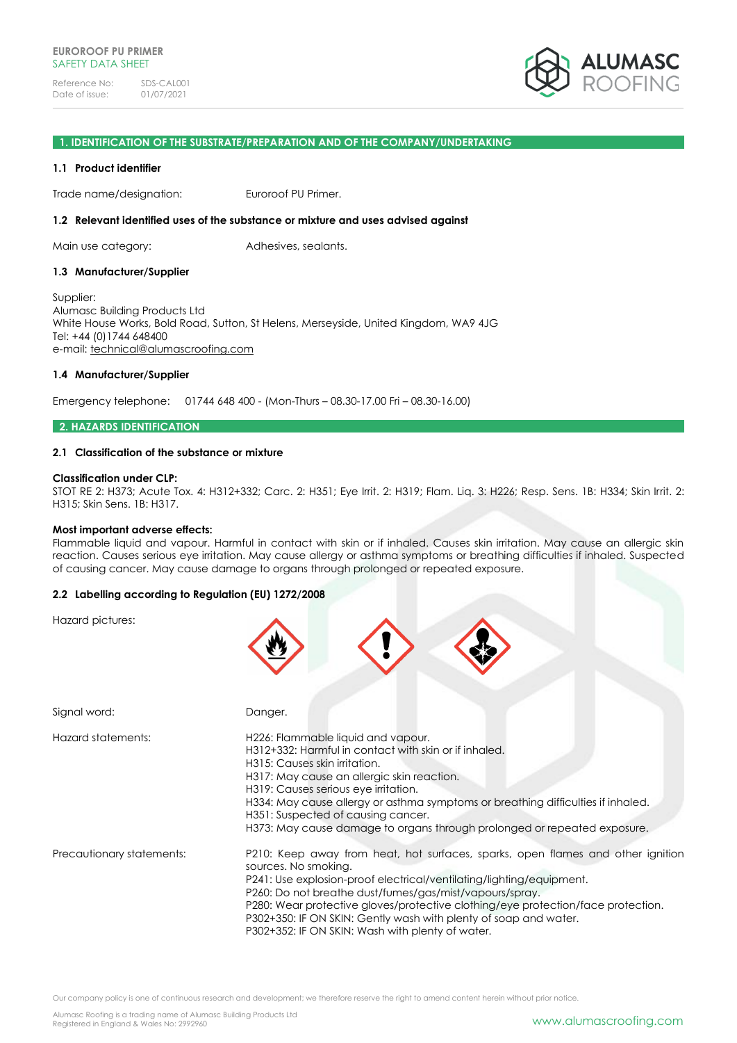EUROROOF PU PRIMER
SAFETY DATA SHEET

Reference No: SDS-CAL001
Date of issue: 01/07/2021

## 1. IDENTIFICATION OF THE SUBSTRATE/PREPARATION AND OF THE COMPANY/UNDERTAKING

### 1.1 Product identifier

Trade name/designation: Euroroof PU Primer.

### 1.2 Relevant identified uses of the substance or mixture and uses advised against

Main use category: Adhesives, sealants.

### 1.3 Manufacturer/Supplier

Supplier:
Alumasc Building Products Ltd
White House Works, Bold Road, Sutton, St Helens, Merseyside, United Kingdom, WA9 4JG
Tel: +44 (0)1744 648400
e-mail: technical@alumascroofing.com

### 1.4 Manufacturer/Supplier

Emergency telephone: 01744 648 400 - (Mon-Thurs – 08.30-17.00 Fri – 08.30-16.00)

## 2. HAZARDS IDENTIFICATION

### 2.1 Classification of the substance or mixture

**Classification under CLP:**
STOT RE 2: H373; Acute Tox. 4: H312+332; Carc. 2: H351; Eye Irrit. 2: H319; Flam. Liq. 3: H226; Resp. Sens. 1B: H334; Skin Irrit. 2: H315; Skin Sens. 1B: H317.

**Most important adverse effects:**
Flammable liquid and vapour. Harmful in contact with skin or if inhaled. Causes skin irritation. May cause an allergic skin reaction. Causes serious eye irritation. May cause allergy or asthma symptoms or breathing difficulties if inhaled. Suspected of causing cancer. May cause damage to organs through prolonged or repeated exposure.

### 2.2 Labelling according to Regulation (EU) 1272/2008

Hazard pictures:

Signal word: Danger.

Hazard statements:
H226: Flammable liquid and vapour.
H312+332: Harmful in contact with skin or if inhaled.
H315: Causes skin irritation.
H317: May cause an allergic skin reaction.
H319: Causes serious eye irritation.
H334: May cause allergy or asthma symptoms or breathing difficulties if inhaled.
H351: Suspected of causing cancer.
H373: May cause damage to organs through prolonged or repeated exposure.

Precautionary statements:
P210: Keep away from heat, hot surfaces, sparks, open flames and other ignition sources. No smoking.
P241: Use explosion-proof electrical/ventilating/lighting/equipment.
P260: Do not breathe dust/fumes/gas/mist/vapours/spray.
P280: Wear protective gloves/protective clothing/eye protection/face protection.
P302+350: IF ON SKIN: Gently wash with plenty of soap and water.
P302+352: IF ON SKIN: Wash with plenty of water.

Our company policy is one of continuous research and development; we therefore reserve the right to amend content herein without prior notice.

Alumasc Roofing is a trading name of Alumasc Building Products Ltd
Registered in England & Wales No: 2992960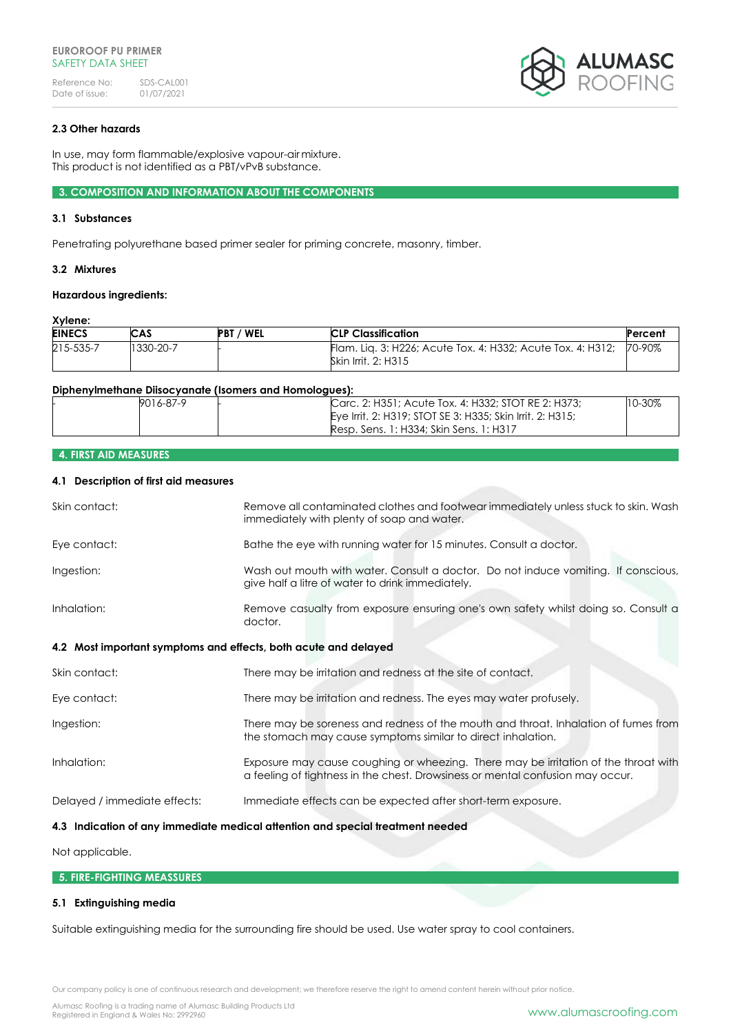### 2.3 Other hazards

In use, may form flammable/explosive vapour-air mixture.
This product is not identified as a PBT/vPvB substance.

## 3. COMPOSITION AND INFORMATION ABOUT THE COMPONENTS

### 3.1 Substances

Penetrating polyurethane based primer sealer for priming concrete, masonry, timber.

### 3.2 Mixtures

**Hazardous ingredients:**

**Xylene:**

| EINECS | CAS | PBT / WEL | CLP Classification | Percent |
|---|---|---|---|---|
| 215-535-7 | 1330-20-7 | - | Flam. Liq. 3: H226; Acute Tox. 4: H332; Acute Tox. 4: H312; Skin Irrit. 2: H315 | 70-90% |

**Diphenylmethane Diisocyanate (Isomers and Homologues):**

| EINECS | CAS | PBT / WEL | CLP Classification | Percent |
|---|---|---|---|---|
| - | 9016-87-9 | - | Carc. 2: H351; Acute Tox. 4: H332; STOT RE 2: H373; Eye Irrit. 2: H319; STOT SE 3: H335; Skin Irrit. 2: H315; Resp. Sens. 1: H334; Skin Sens. 1: H317 | 10-30% |

## 4. FIRST AID MEASURES

### 4.1 Description of first aid measures

**Skin contact:** Remove all contaminated clothes and footwear immediately unless stuck to skin. Wash immediately with plenty of soap and water.

**Eye contact:** Bathe the eye with running water for 15 minutes. Consult a doctor.

**Ingestion:** Wash out mouth with water. Consult a doctor. Do not induce vomiting. If conscious, give half a litre of water to drink immediately.

**Inhalation:** Remove casualty from exposure ensuring one's own safety whilst doing so. Consult a doctor.

### 4.2 Most important symptoms and effects, both acute and delayed

**Skin contact:** There may be irritation and redness at the site of contact.

**Eye contact:** There may be irritation and redness. The eyes may water profusely.

**Ingestion:** There may be soreness and redness of the mouth and throat. Inhalation of fumes from the stomach may cause symptoms similar to direct inhalation.

**Inhalation:** Exposure may cause coughing or wheezing. There may be irritation of the throat with a feeling of tightness in the chest. Drowsiness or mental confusion may occur.

**Delayed / immediate effects:** Immediate effects can be expected after short-term exposure.

### 4.3 Indication of any immediate medical attention and special treatment needed

Not applicable.

## 5. FIRE-FIGHTING MEASSURES

### 5.1 Extinguishing media

Suitable extinguishing media for the surrounding fire should be used. Use water spray to cool containers.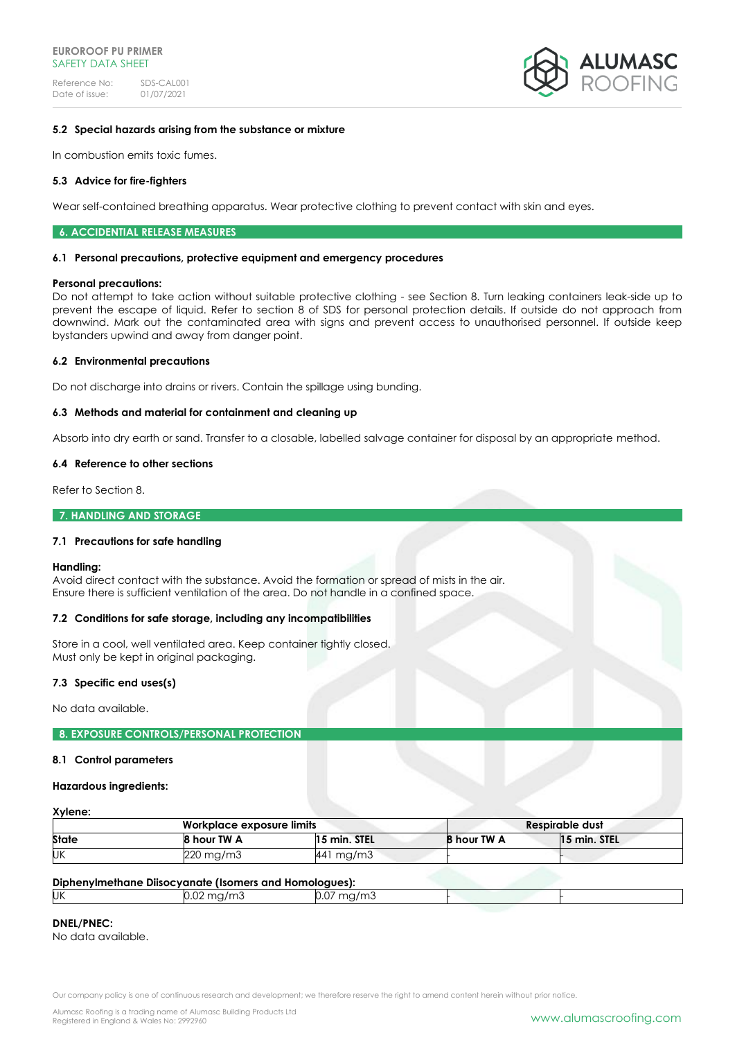### 5.2 Special hazards arising from the substance or mixture

In combustion emits toxic fumes.

### 5.3 Advice for fire-fighters

Wear self-contained breathing apparatus. Wear protective clothing to prevent contact with skin and eyes.

## 6. ACCIDENTIAL RELEASE MEASURES

### 6.1 Personal precautions, protective equipment and emergency procedures

**Personal precautions:**
Do not attempt to take action without suitable protective clothing - see Section 8. Turn leaking containers leak-side up to prevent the escape of liquid. Refer to section 8 of SDS for personal protection details. If outside do not approach from downwind. Mark out the contaminated area with signs and prevent access to unauthorised personnel. If outside keep bystanders upwind and away from danger point.

### 6.2 Environmental precautions

Do not discharge into drains or rivers. Contain the spillage using bunding.

### 6.3 Methods and material for containment and cleaning up

Absorb into dry earth or sand. Transfer to a closable, labelled salvage container for disposal by an appropriate method.

### 6.4 Reference to other sections

Refer to Section 8.

## 7. HANDLING AND STORAGE

### 7.1 Precautions for safe handling

**Handling:**
Avoid direct contact with the substance. Avoid the formation or spread of mists in the air.
Ensure there is sufficient ventilation of the area. Do not handle in a confined space.

### 7.2 Conditions for safe storage, including any incompatibilities

Store in a cool, well ventilated area. Keep container tightly closed.
Must only be kept in original packaging.

### 7.3 Specific end uses(s)

No data available.

## 8. EXPOSURE CONTROLS/PERSONAL PROTECTION

### 8.1 Control parameters

**Hazardous ingredients:**

**Xylene:**

| | Workplace exposure limits | | Respirable dust | |
|---|---|---|---|---|
| **State** | **8 hour TW A** | **15 min. STEL** | **8 hour TW A** | **15 min. STEL** |
| UK | 220 mg/m3 | 441 mg/m3 | - | - |

**Diphenylmethane Diisocyanate (Isomers and Homologues):**

| | | | | |
|---|---|---|---|---|
| UK | 0.02 mg/m3 | 0.07 mg/m3 | - | - |

**DNEL/PNEC:**
No data available.

Our company policy is one of continuous research and development; we therefore reserve the right to amend content herein without prior notice.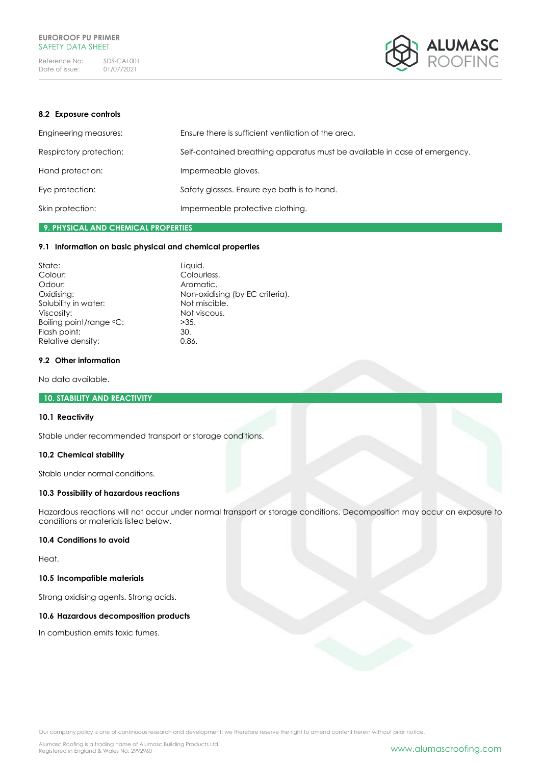### 8.2 Exposure controls

| | |
|---|---|
| Engineering measures: | Ensure there is sufficient ventilation of the area. |
| Respiratory protection: | Self-contained breathing apparatus must be available in case of emergency. |
| Hand protection: | Impermeable gloves. |
| Eye protection: | Safety glasses. Ensure eye bath is to hand. |
| Skin protection: | Impermeable protective clothing. |

## 9. PHYSICAL AND CHEMICAL PROPERTIES

### 9.1 Information on basic physical and chemical properties

| | |
|---|---|
| State: | Liquid. |
| Colour: | Colourless. |
| Odour: | Aromatic. |
| Oxidising: | Non-oxidising (by EC criteria). |
| Solubility in water: | Not miscible. |
| Viscosity: | Not viscous. |
| Boiling point/range °C: | >35. |
| Flash point: | 30. |
| Relative density: | 0.86. |

### 9.2 Other information

No data available.

## 10. STABILITY AND REACTIVITY

### 10.1 Reactivity

Stable under recommended transport or storage conditions.

### 10.2 Chemical stability

Stable under normal conditions.

### 10.3 Possibility of hazardous reactions

Hazardous reactions will not occur under normal transport or storage conditions. Decomposition may occur on exposure to conditions or materials listed below.

### 10.4 Conditions to avoid

Heat.

### 10.5 Incompatible materials

Strong oxidising agents. Strong acids.

### 10.6 Hazardous decomposition products

In combustion emits toxic fumes.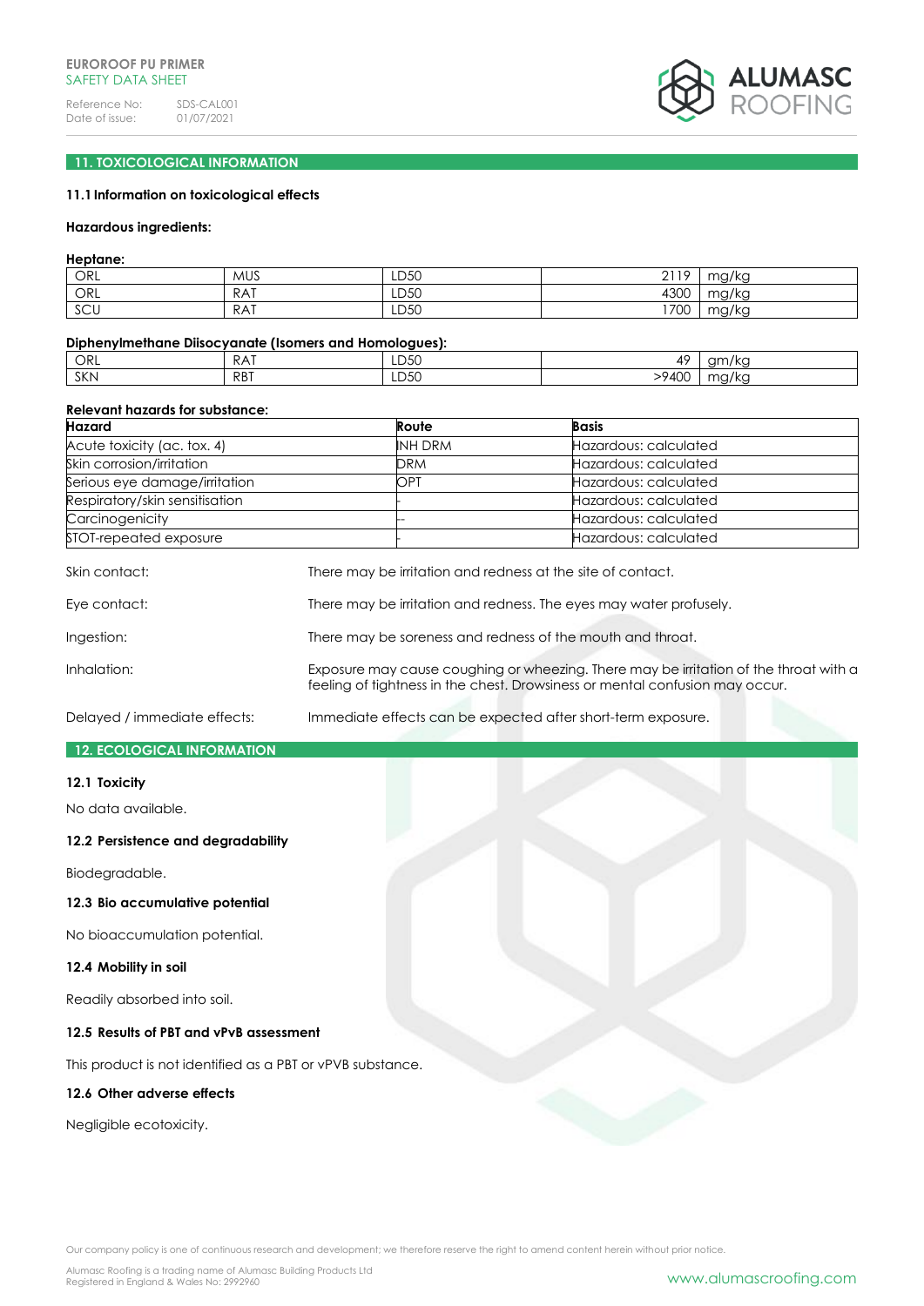## 11. TOXICOLOGICAL INFORMATION

### 11.1 Information on toxicological effects

**Hazardous ingredients:**

**Heptane:**

| | | | | |
|---|---|---|---|---|
| ORL | MUS | LD50 | 2119 | mg/kg |
| ORL | RAT | LD50 | 4300 | mg/kg |
| SCU | RAT | LD50 | 1700 | mg/kg |

**Diphenylmethane Diisocyanate (Isomers and Homologues):**

| | | | | |
|---|---|---|---|---|
| ORL | RAT | LD50 | 49 | gm/kg |
| SKN | RBT | LD50 | >9400 | mg/kg |

**Relevant hazards for substance:**

| Hazard | Route | Basis |
|---|---|---|
| Acute toxicity (ac. tox. 4) | INH DRM | Hazardous: calculated |
| Skin corrosion/irritation | DRM | Hazardous: calculated |
| Serious eye damage/irritation | OPT | Hazardous: calculated |
| Respiratory/skin sensitisation | - | Hazardous: calculated |
| Carcinogenicity | -- | Hazardous: calculated |
| STOT-repeated exposure | - | Hazardous: calculated |

Skin contact: There may be irritation and redness at the site of contact.

Eye contact: There may be irritation and redness. The eyes may water profusely.

Ingestion: There may be soreness and redness of the mouth and throat.

Inhalation: Exposure may cause coughing or wheezing. There may be irritation of the throat with a feeling of tightness in the chest. Drowsiness or mental confusion may occur.

Delayed / immediate effects: Immediate effects can be expected after short-term exposure.

## 12. ECOLOGICAL INFORMATION

### 12.1 Toxicity

No data available.

### 12.2 Persistence and degradability

Biodegradable.

### 12.3 Bio accumulative potential

No bioaccumulation potential.

### 12.4 Mobility in soil

Readily absorbed into soil.

### 12.5 Results of PBT and vPvB assessment

This product is not identified as a PBT or vPVB substance.

### 12.6 Other adverse effects

Negligible ecotoxicity.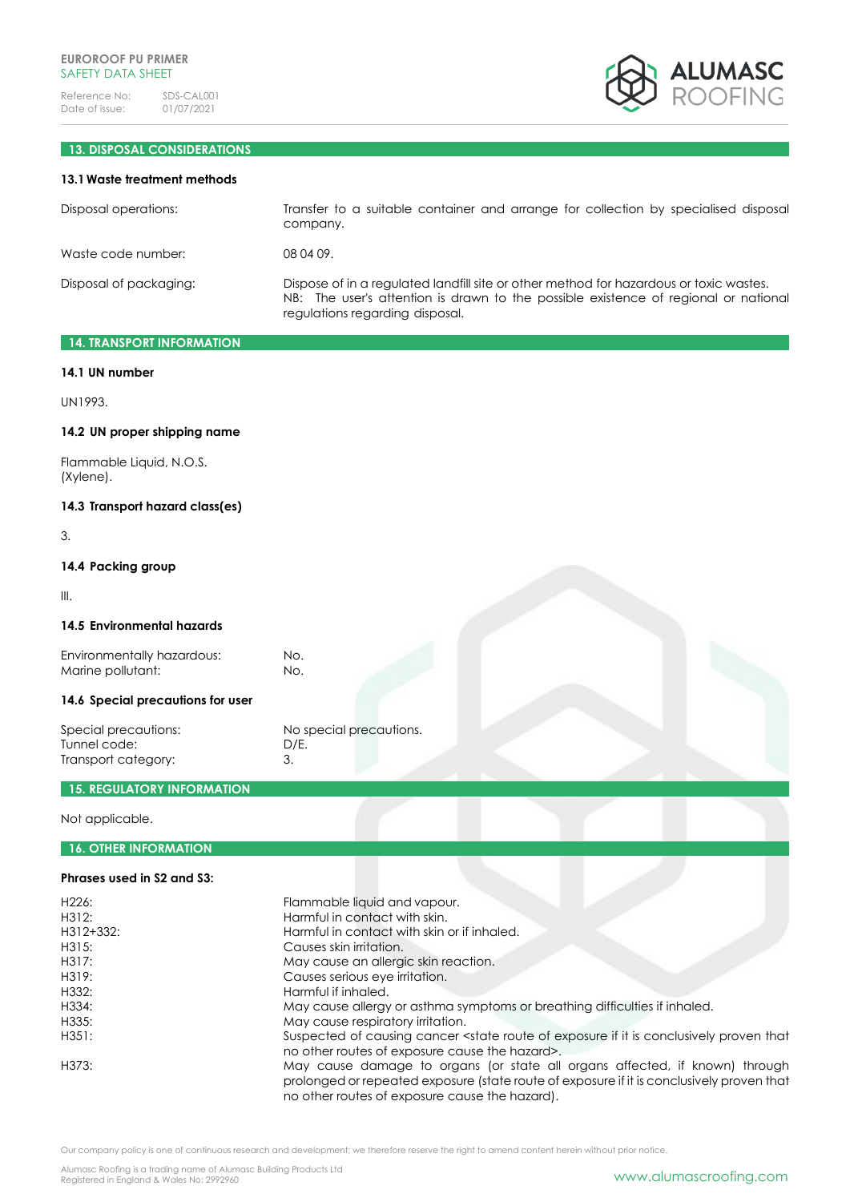## 13. DISPOSAL CONSIDERATIONS

### 13.1 Waste treatment methods

| | |
|---|---|
| Disposal operations: | Transfer to a suitable container and arrange for collection by specialised disposal company. |
| Waste code number: | 08 04 09. |
| Disposal of packaging: | Dispose of in a regulated landfill site or other method for hazardous or toxic wastes. NB: The user's attention is drawn to the possible existence of regional or national regulations regarding disposal. |

## 14. TRANSPORT INFORMATION

### 14.1 UN number

UN1993.

### 14.2 UN proper shipping name

Flammable Liquid, N.O.S.
(Xylene).

### 14.3 Transport hazard class(es)

3.

### 14.4 Packing group

III.

### 14.5 Environmental hazards

| | |
|---|---|
| Environmentally hazardous: | No. |
| Marine pollutant: | No. |

### 14.6 Special precautions for user

| | |
|---|---|
| Special precautions: | No special precautions. |
| Tunnel code: | D/E. |
| Transport category: | 3. |

## 15. REGULATORY INFORMATION

Not applicable.

## 16. OTHER INFORMATION

### Phrases used in S2 and S3:

| | |
|---|---|
| H226: | Flammable liquid and vapour. |
| H312: | Harmful in contact with skin. |
| H312+332: | Harmful in contact with skin or if inhaled. |
| H315: | Causes skin irritation. |
| H317: | May cause an allergic skin reaction. |
| H319: | Causes serious eye irritation. |
| H332: | Harmful if inhaled. |
| H334: | May cause allergy or asthma symptoms or breathing difficulties if inhaled. |
| H335: | May cause respiratory irritation. |
| H351: | Suspected of causing cancer <state route of exposure if it is conclusively proven that no other routes of exposure cause the hazard>. |
| H373: | May cause damage to organs (or state all organs affected, if known) through prolonged or repeated exposure (state route of exposure if it is conclusively proven that no other routes of exposure cause the hazard). |

Our company policy is one of continuous research and development; we therefore reserve the right to amend content herein without prior notice.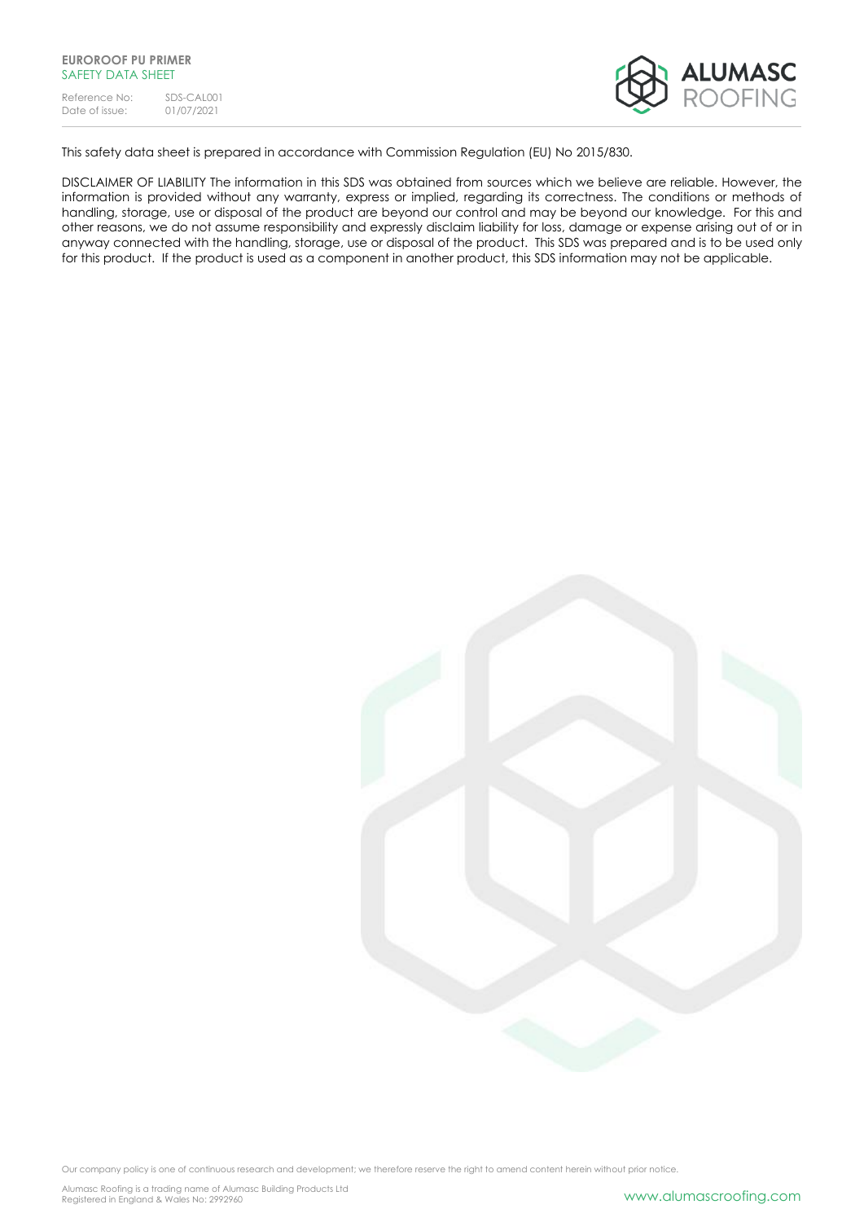This safety data sheet is prepared in accordance with Commission Regulation (EU) No 2015/830.

DISCLAIMER OF LIABILITY The information in this SDS was obtained from sources which we believe are reliable. However, the information is provided without any warranty, express or implied, regarding its correctness. The conditions or methods of handling, storage, use or disposal of the product are beyond our control and may be beyond our knowledge. For this and other reasons, we do not assume responsibility and expressly disclaim liability for loss, damage or expense arising out of or in anyway connected with the handling, storage, use or disposal of the product. This SDS was prepared and is to be used only for this product. If the product is used as a component in another product, this SDS information may not be applicable.